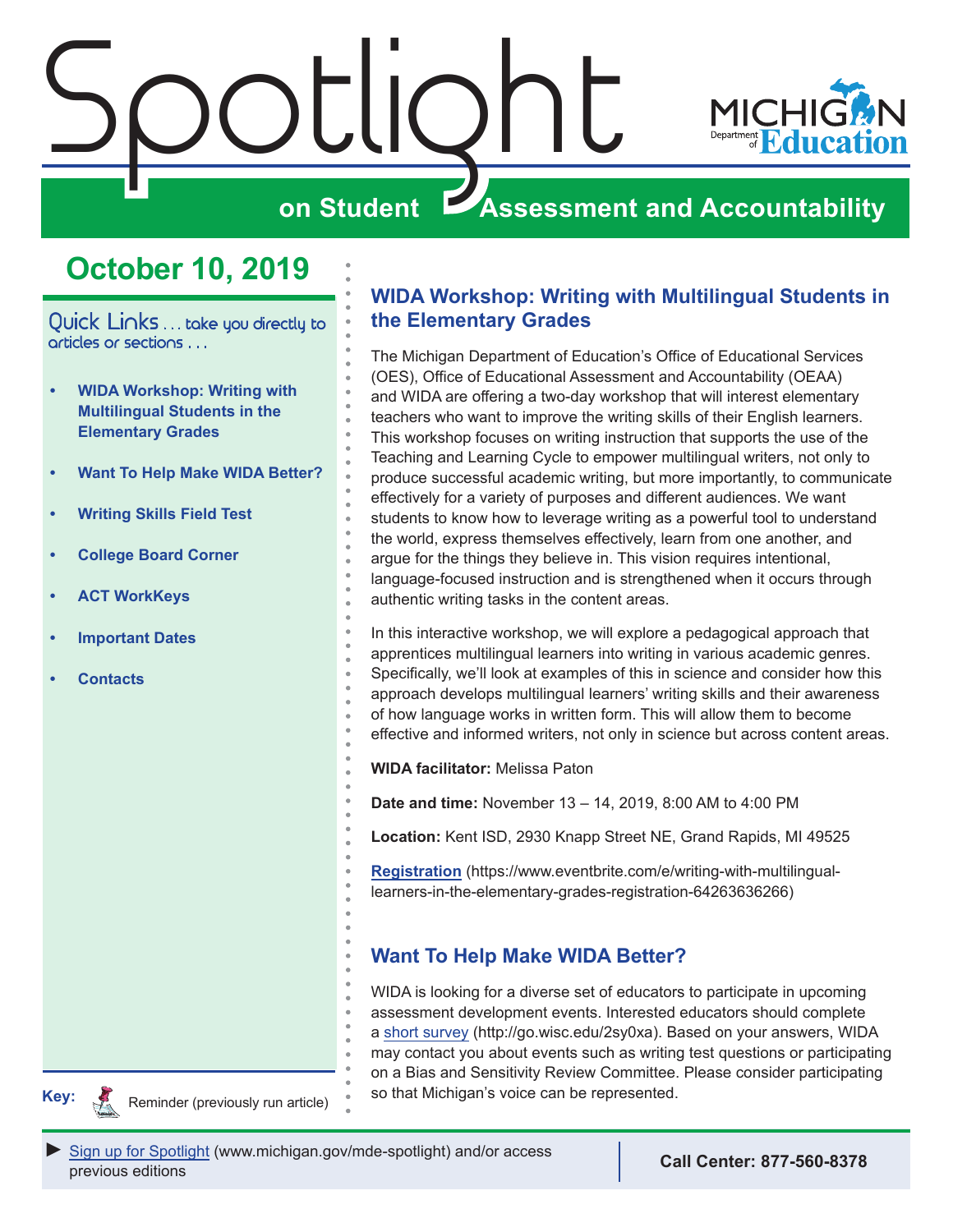# Spotlight on Student Assessment and Accountability

MICHIGAN Department of Education

## October 10, 2019

Quick Links . . . take you directly to articles or sections . . .

- WIDA Workshop: Writing with Multilingual Students in the Elementary Grades
- Want To Help Make WIDA Better?
- Writing Skills Field Test
- College Board Corner
- ACT WorkKeys
- Important Dates
- Contacts

**Key:** Reminder (previously run article)

## WIDA Workshop: Writing with Multilingual Students in the Elementary Grades

The Michigan Department of Education's Office of Educational Services (OES), Office of Educational Assessment and Accountability (OEAA) and WIDA are offering a two-day workshop that will interest elementary teachers who want to improve the writing skills of their English learners. This workshop focuses on writing instruction that supports the use of the Teaching and Learning Cycle to empower multilingual writers, not only to produce successful academic writing, but more importantly, to communicate effectively for a variety of purposes and different audiences. We want students to know how to leverage writing as a powerful tool to understand the world, express themselves effectively, learn from one another, and argue for the things they believe in. This vision requires intentional, language-focused instruction and is strengthened when it occurs through authentic writing tasks in the content areas.

In this interactive workshop, we will explore a pedagogical approach that apprentices multilingual learners into writing in various academic genres. Specifically, we'll look at examples of this in science and consider how this approach develops multilingual learners' writing skills and their awareness of how language works in written form. This will allow them to become effective and informed writers, not only in science but across content areas.

**WIDA facilitator:** Melissa Paton

**Date and time:** November 13 – 14, 2019, 8:00 AM to 4:00 PM

**Location:** Kent ISD, 2930 Knapp Street NE, Grand Rapids, MI 49525

**Registration** (https://www.eventbrite.com/e/writing-with-multilingual-learners-in-the-elementary-grades-registration-64263636266)

## Want To Help Make WIDA Better?

WIDA is looking for a diverse set of educators to participate in upcoming assessment development events. Interested educators should complete a short survey (http://go.wisc.edu/2sy0xa). Based on your answers, WIDA may contact you about events such as writing test questions or participating on a Bias and Sensitivity Review Committee. Please consider participating so that Michigan's voice can be represented.

► Sign up for Spotlight (www.michigan.gov/mde-spotlight) and/or access previous editions

**Call Center: 877-560-8378**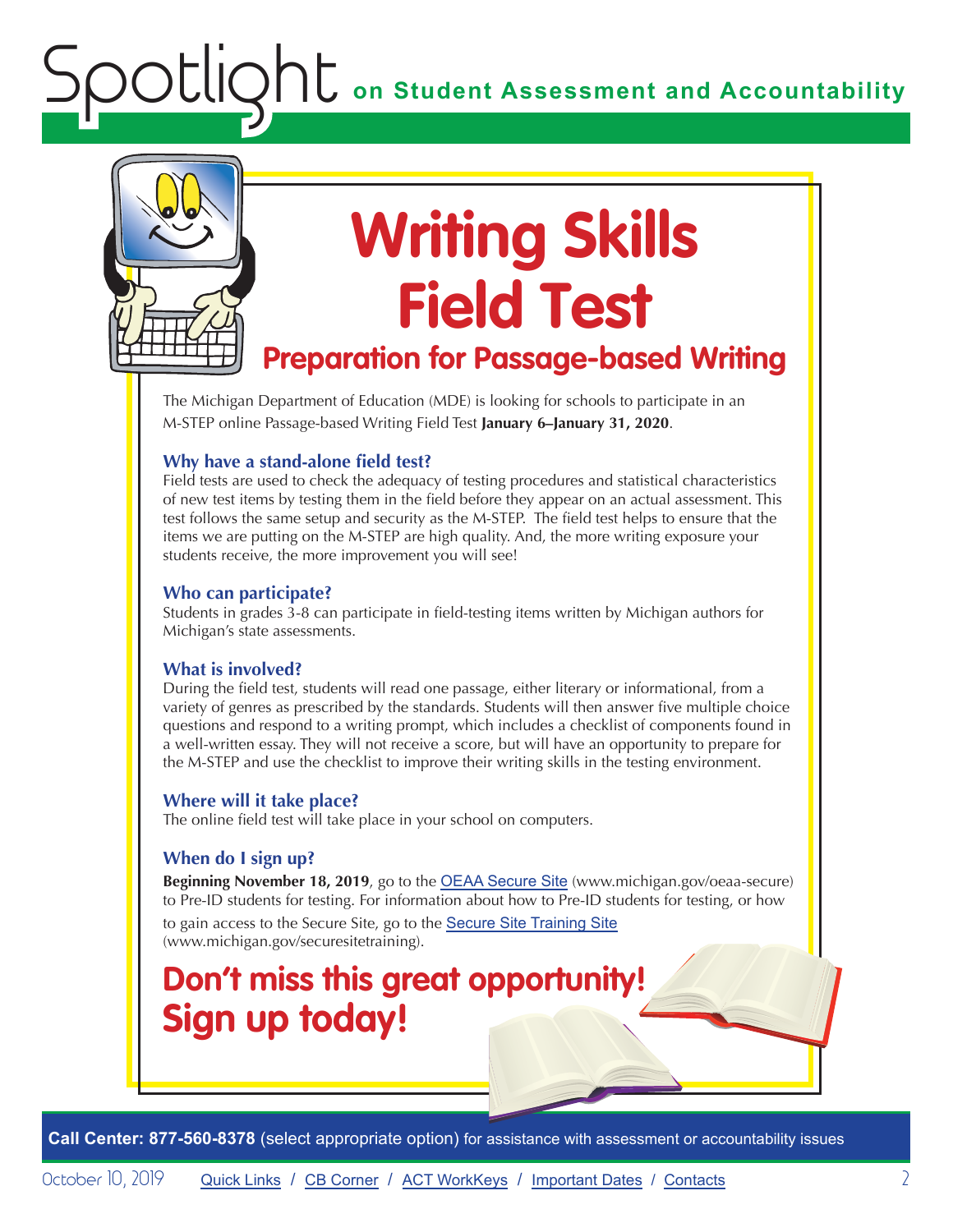# Writing Skills Field Test

## Preparation for Passage-based Writing

The Michigan Department of Education (MDE) is looking for schools to participate in an M-STEP online Passage-based Writing Field Test **January 6–January 31, 2020**.

### Why have a stand-alone field test?

Field tests are used to check the adequacy of testing procedures and statistical characteristics of new test items by testing them in the field before they appear on an actual assessment. This test follows the same setup and security as the M-STEP. The field test helps to ensure that the items we are putting on the M-STEP are high quality. And, the more writing exposure your students receive, the more improvement you will see!

### Who can participate?

Students in grades 3-8 can participate in field-testing items written by Michigan authors for Michigan's state assessments.

### What is involved?

During the field test, students will read one passage, either literary or informational, from a variety of genres as prescribed by the standards. Students will then answer five multiple choice questions and respond to a writing prompt, which includes a checklist of components found in a well-written essay. They will not receive a score, but will have an opportunity to prepare for the M-STEP and use the checklist to improve their writing skills in the testing environment.

### Where will it take place?

The online field test will take place in your school on computers.

### When do I sign up?

**Beginning November 18, 2019**, go to the OEAA Secure Site (www.michigan.gov/oeaa-secure) to Pre-ID students for testing. For information about how to Pre-ID students for testing, or how to gain access to the Secure Site, go to the Secure Site Training Site (www.michigan.gov/securesitetraining).

## Don't miss this great opportunity! Sign up today!

**Call Center: 877-560-8378** (select appropriate option) for assistance with assessment or accountability issues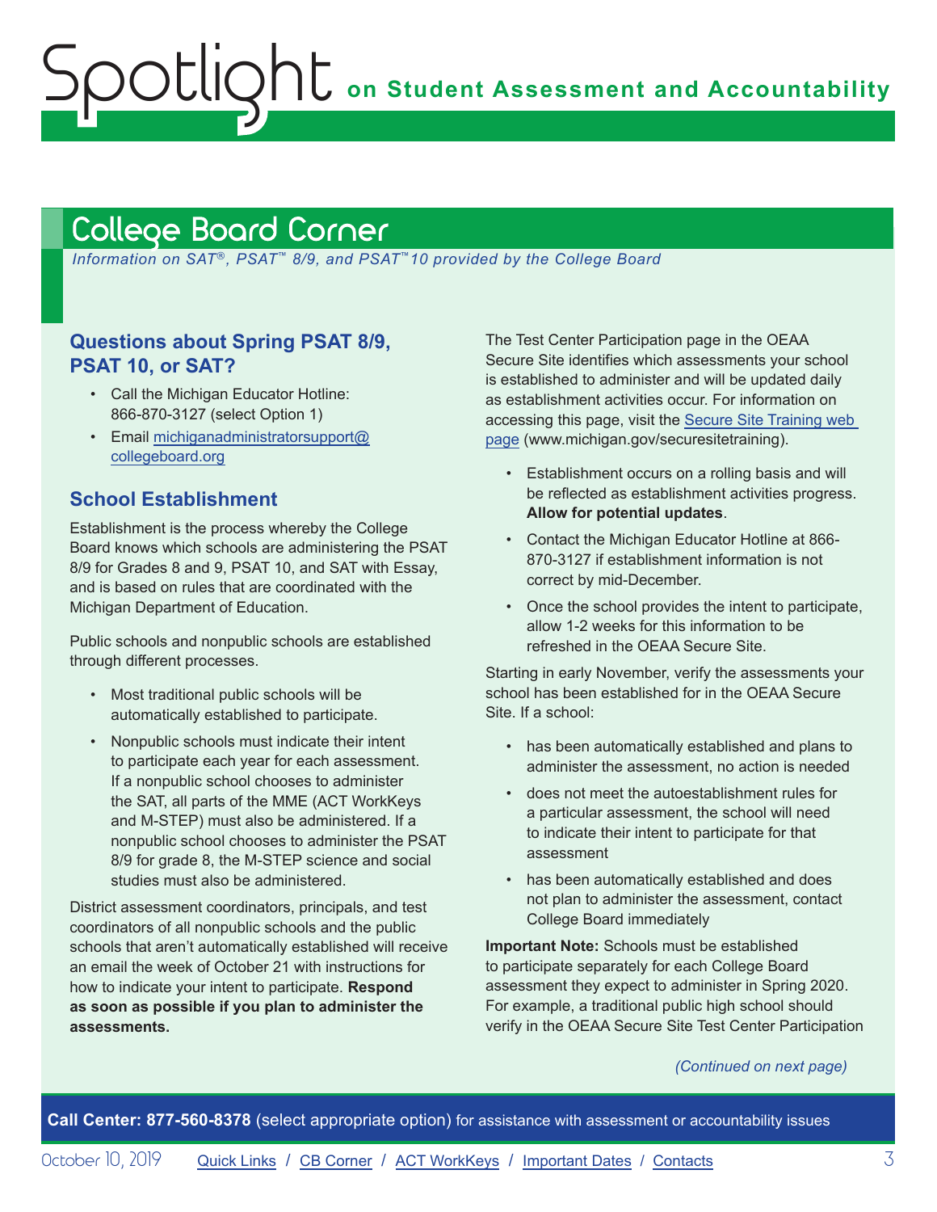## College Board Corner

*Information on SAT®, PSAT™ 8/9, and PSAT™10 provided by the College Board*

### Questions about Spring PSAT 8/9, PSAT 10, or SAT?

- Call the Michigan Educator Hotline: 866-870-3127 (select Option 1)
- Email michiganadministratorsupport@collegeboard.org

### School Establishment

Establishment is the process whereby the College Board knows which schools are administering the PSAT 8/9 for Grades 8 and 9, PSAT 10, and SAT with Essay, and is based on rules that are coordinated with the Michigan Department of Education.

Public schools and nonpublic schools are established through different processes.

- Most traditional public schools will be automatically established to participate.
- Nonpublic schools must indicate their intent to participate each year for each assessment. If a nonpublic school chooses to administer the SAT, all parts of the MME (ACT WorkKeys and M-STEP) must also be administered. If a nonpublic school chooses to administer the PSAT 8/9 for grade 8, the M-STEP science and social studies must also be administered.

District assessment coordinators, principals, and test coordinators of all nonpublic schools and the public schools that aren't automatically established will receive an email the week of October 21 with instructions for how to indicate your intent to participate. **Respond as soon as possible if you plan to administer the assessments.**

The Test Center Participation page in the OEAA Secure Site identifies which assessments your school is established to administer and will be updated daily as establishment activities occur. For information on accessing this page, visit the Secure Site Training web page (www.michigan.gov/securesitetraining).

- Establishment occurs on a rolling basis and will be reflected as establishment activities progress. **Allow for potential updates**.
- Contact the Michigan Educator Hotline at 866-870-3127 if establishment information is not correct by mid-December.
- Once the school provides the intent to participate, allow 1-2 weeks for this information to be refreshed in the OEAA Secure Site.

Starting in early November, verify the assessments your school has been established for in the OEAA Secure Site. If a school:

- has been automatically established and plans to administer the assessment, no action is needed
- does not meet the autoestablishment rules for a particular assessment, the school will need to indicate their intent to participate for that assessment
- has been automatically established and does not plan to administer the assessment, contact College Board immediately

**Important Note:** Schools must be established to participate separately for each College Board assessment they expect to administer in Spring 2020. For example, a traditional public high school should verify in the OEAA Secure Site Test Center Participation

*(Continued on next page)*

**Call Center: 877-560-8378** (select appropriate option) for assistance with assessment or accountability issues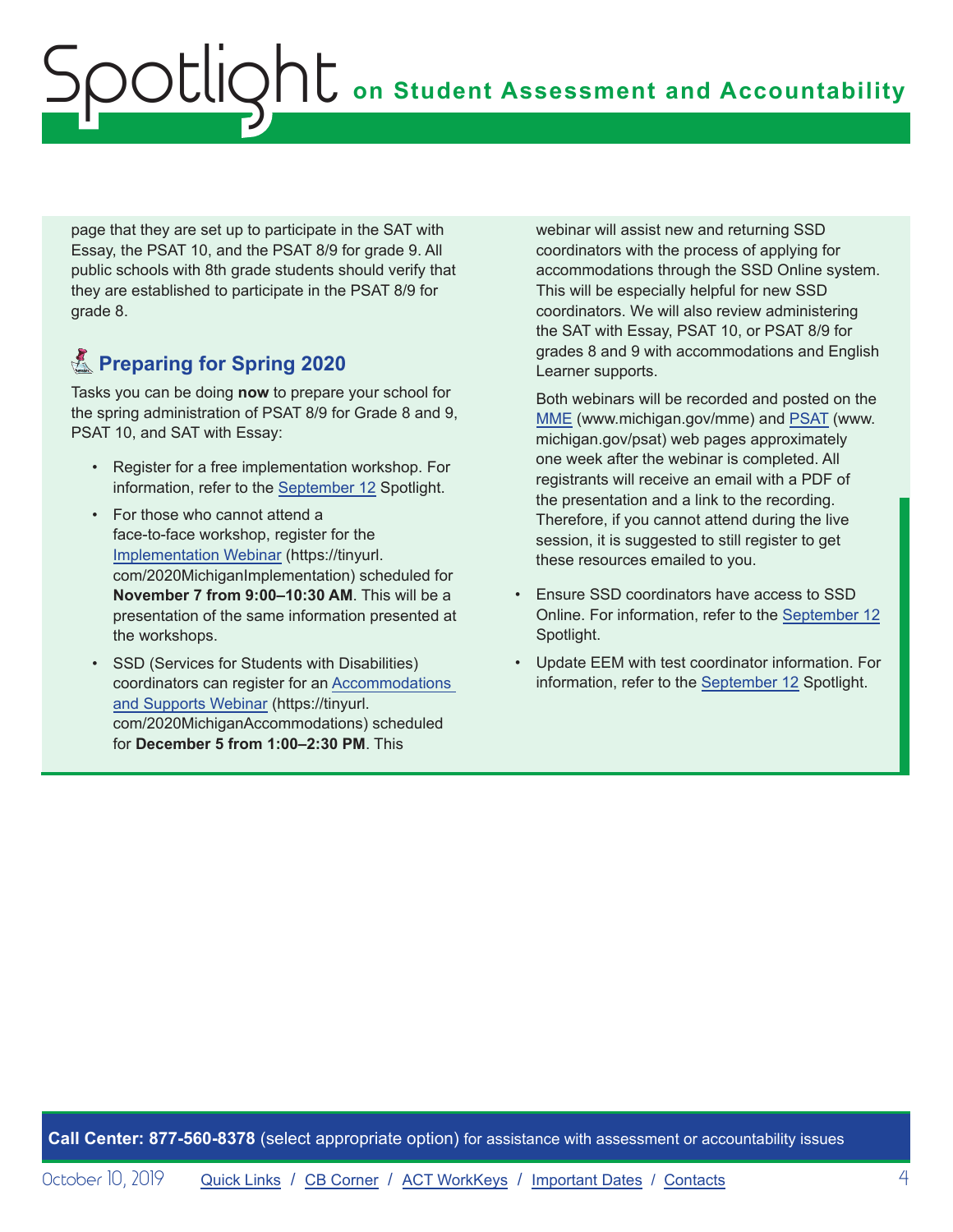page that they are set up to participate in the SAT with Essay, the PSAT 10, and the PSAT 8/9 for grade 9. All public schools with 8th grade students should verify that they are established to participate in the PSAT 8/9 for grade 8.

## Preparing for Spring 2020

Tasks you can be doing **now** to prepare your school for the spring administration of PSAT 8/9 for Grade 8 and 9, PSAT 10, and SAT with Essay:

- Register for a free implementation workshop. For information, refer to the September 12 Spotlight.
- For those who cannot attend a face-to-face workshop, register for the Implementation Webinar (https://tinyurl.com/2020MichiganImplementation) scheduled for **November 7 from 9:00–10:30 AM**. This will be a presentation of the same information presented at the workshops.
- SSD (Services for Students with Disabilities) coordinators can register for an Accommodations and Supports Webinar (https://tinyurl.com/2020MichiganAccommodations) scheduled for **December 5 from 1:00–2:30 PM**. This webinar will assist new and returning SSD coordinators with the process of applying for accommodations through the SSD Online system. This will be especially helpful for new SSD coordinators. We will also review administering the SAT with Essay, PSAT 10, or PSAT 8/9 for grades 8 and 9 with accommodations and English Learner supports.

  Both webinars will be recorded and posted on the MME (www.michigan.gov/mme) and PSAT (www.michigan.gov/psat) web pages approximately one week after the webinar is completed. All registrants will receive an email with a PDF of the presentation and a link to the recording. Therefore, if you cannot attend during the live session, it is suggested to still register to get these resources emailed to you.
- Ensure SSD coordinators have access to SSD Online. For information, refer to the September 12 Spotlight.
- Update EEM with test coordinator information. For information, refer to the September 12 Spotlight.

**Call Center: 877-560-8378** (select appropriate option) for assistance with assessment or accountability issues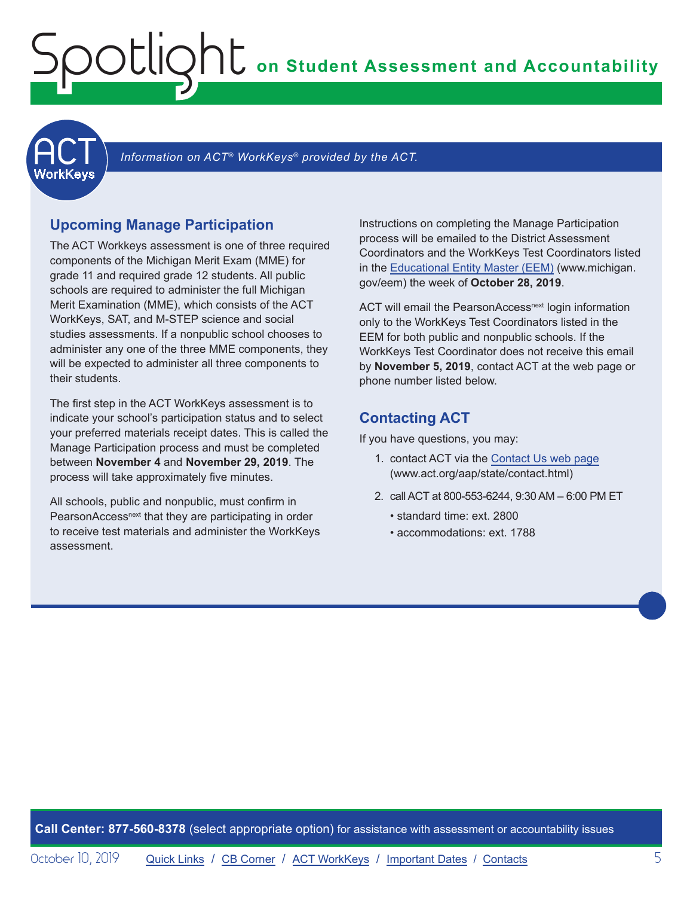## ACT WorkKeys

*Information on ACT® WorkKeys® provided by the ACT.*

### Upcoming Manage Participation

The ACT Workkeys assessment is one of three required components of the Michigan Merit Exam (MME) for grade 11 and required grade 12 students. All public schools are required to administer the full Michigan Merit Examination (MME), which consists of the ACT WorkKeys, SAT, and M-STEP science and social studies assessments. If a nonpublic school chooses to administer any one of the three MME components, they will be expected to administer all three components to their students.

The first step in the ACT WorkKeys assessment is to indicate your school's participation status and to select your preferred materials receipt dates. This is called the Manage Participation process and must be completed between **November 4** and **November 29, 2019**. The process will take approximately five minutes.

All schools, public and nonpublic, must confirm in PearsonAccess[next] that they are participating in order to receive test materials and administer the WorkKeys assessment.

Instructions on completing the Manage Participation process will be emailed to the District Assessment Coordinators and the WorkKeys Test Coordinators listed in the Educational Entity Master (EEM) (www.michigan.gov/eem) the week of **October 28, 2019**.

ACT will email the PearsonAccess[next] login information only to the WorkKeys Test Coordinators listed in the EEM for both public and nonpublic schools. If the WorkKeys Test Coordinator does not receive this email by **November 5, 2019**, contact ACT at the web page or phone number listed below.

### Contacting ACT

If you have questions, you may:

1. contact ACT via the Contact Us web page (www.act.org/aap/state/contact.html)
2. call ACT at 800-553-6244, 9:30 AM – 6:00 PM ET
   - standard time: ext. 2800
   - accommodations: ext. 1788

**Call Center: 877-560-8378** (select appropriate option) for assistance with assessment or accountability issues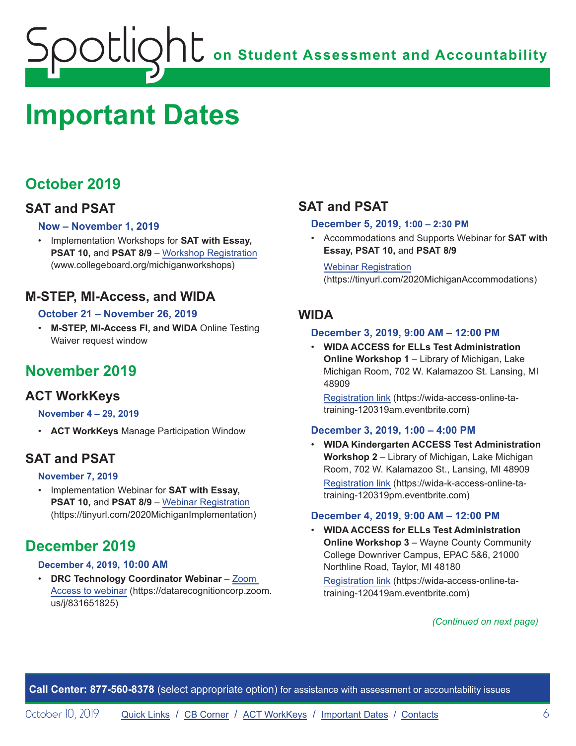# Important Dates

## October 2019

### SAT and PSAT

#### Now – November 1, 2019

- Implementation Workshops for **SAT with Essay, PSAT 10,** and **PSAT 8/9** – Workshop Registration (www.collegeboard.org/michiganworkshops)

### M-STEP, MI-Access, and WIDA

#### October 21 – November 26, 2019

- **M-STEP, MI-Access FI, and WIDA** Online Testing Waiver request window

## November 2019

### ACT WorkKeys

#### November 4 – 29, 2019

- **ACT WorkKeys** Manage Participation Window

### SAT and PSAT

#### November 7, 2019

- Implementation Webinar for **SAT with Essay, PSAT 10,** and **PSAT 8/9** – Webinar Registration (https://tinyurl.com/2020MichiganImplementation)

## December 2019

#### December 4, 2019, 10:00 AM

- **DRC Technology Coordinator Webinar** – Zoom Access to webinar (https://datarecognitioncorp.zoom.us/j/831651825)

### SAT and PSAT

#### December 5, 2019, 1:00 – 2:30 PM

- Accommodations and Supports Webinar for **SAT with Essay, PSAT 10,** and **PSAT 8/9**

  Webinar Registration (https://tinyurl.com/2020MichiganAccommodations)

### WIDA

#### December 3, 2019, 9:00 AM – 12:00 PM

- **WIDA ACCESS for ELLs Test Administration Online Workshop 1** – Library of Michigan, Lake Michigan Room, 702 W. Kalamazoo St. Lansing, MI 48909

  Registration link (https://wida-access-online-ta-training-120319am.eventbrite.com)

#### December 3, 2019, 1:00 – 4:00 PM

- **WIDA Kindergarten ACCESS Test Administration Workshop 2** – Library of Michigan, Lake Michigan Room, 702 W. Kalamazoo St., Lansing, MI 48909

  Registration link (https://wida-k-access-online-ta-training-120319pm.eventbrite.com)

#### December 4, 2019, 9:00 AM – 12:00 PM

- **WIDA ACCESS for ELLs Test Administration Online Workshop 3** – Wayne County Community College Downriver Campus, EPAC 5&6, 21000 Northline Road, Taylor, MI 48180

  Registration link (https://wida-access-online-ta-training-120419am.eventbrite.com)

*(Continued on next page)*

**Call Center: 877-560-8378** (select appropriate option) for assistance with assessment or accountability issues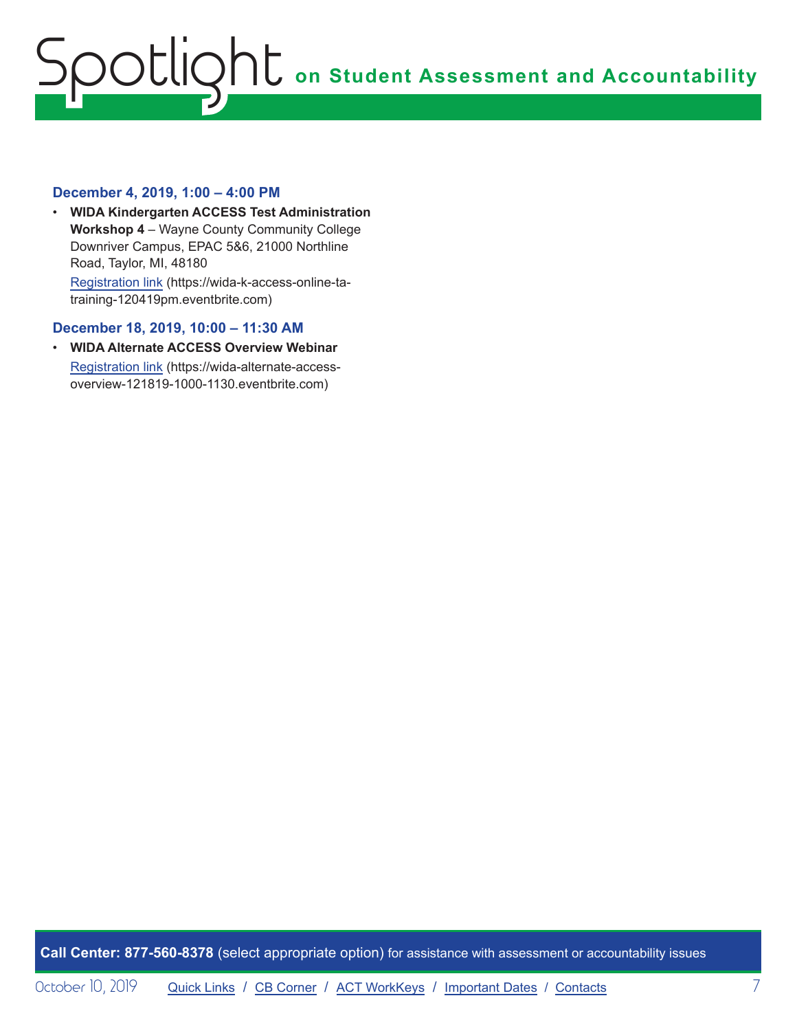### December 4, 2019, 1:00 – 4:00 PM

- **WIDA Kindergarten ACCESS Test Administration Workshop 4** – Wayne County Community College Downriver Campus, EPAC 5&6, 21000 Northline Road, Taylor, MI, 48180
  Registration link (https://wida-k-access-online-ta-training-120419pm.eventbrite.com)

### December 18, 2019, 10:00 – 11:30 AM

- **WIDA Alternate ACCESS Overview Webinar**
  Registration link (https://wida-alternate-access-overview-121819-1000-1130.eventbrite.com)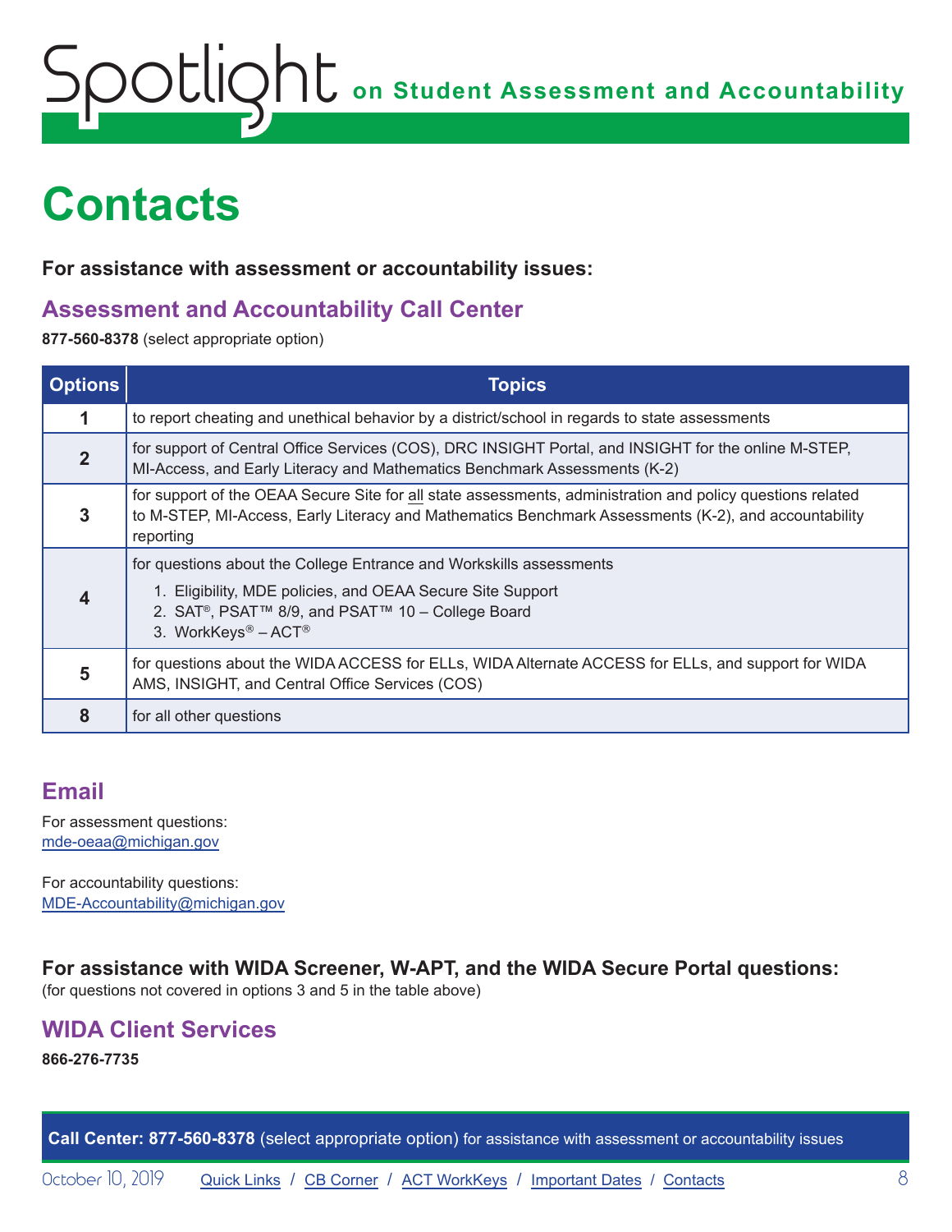# Contacts

**For assistance with assessment or accountability issues:**

## Assessment and Accountability Call Center

**877-560-8378** (select appropriate option)

| Options | Topics |
|---|---|
| **1** | to report cheating and unethical behavior by a district/school in regards to state assessments |
| **2** | for support of Central Office Services (COS), DRC INSIGHT Portal, and INSIGHT for the online M-STEP, MI-Access, and Early Literacy and Mathematics Benchmark Assessments (K-2) |
| **3** | for support of the OEAA Secure Site for all state assessments, administration and policy questions related to M-STEP, MI-Access, Early Literacy and Mathematics Benchmark Assessments (K-2), and accountability reporting |
| **4** | for questions about the College Entrance and Workskills assessments<br>1. Eligibility, MDE policies, and OEAA Secure Site Support<br>2. SAT®, PSAT™ 8/9, and PSAT™ 10 – College Board<br>3. WorkKeys® – ACT® |
| **5** | for questions about the WIDA ACCESS for ELLs, WIDA Alternate ACCESS for ELLs, and support for WIDA AMS, INSIGHT, and Central Office Services (COS) |
| **8** | for all other questions |

## Email

For assessment questions:
mde-oeaa@michigan.gov

For accountability questions:
MDE-Accountability@michigan.gov

**For assistance with WIDA Screener, W-APT, and the WIDA Secure Portal questions:**
(for questions not covered in options 3 and 5 in the table above)

## WIDA Client Services

**866-276-7735**

**Call Center: 877-560-8378** (select appropriate option) for assistance with assessment or accountability issues